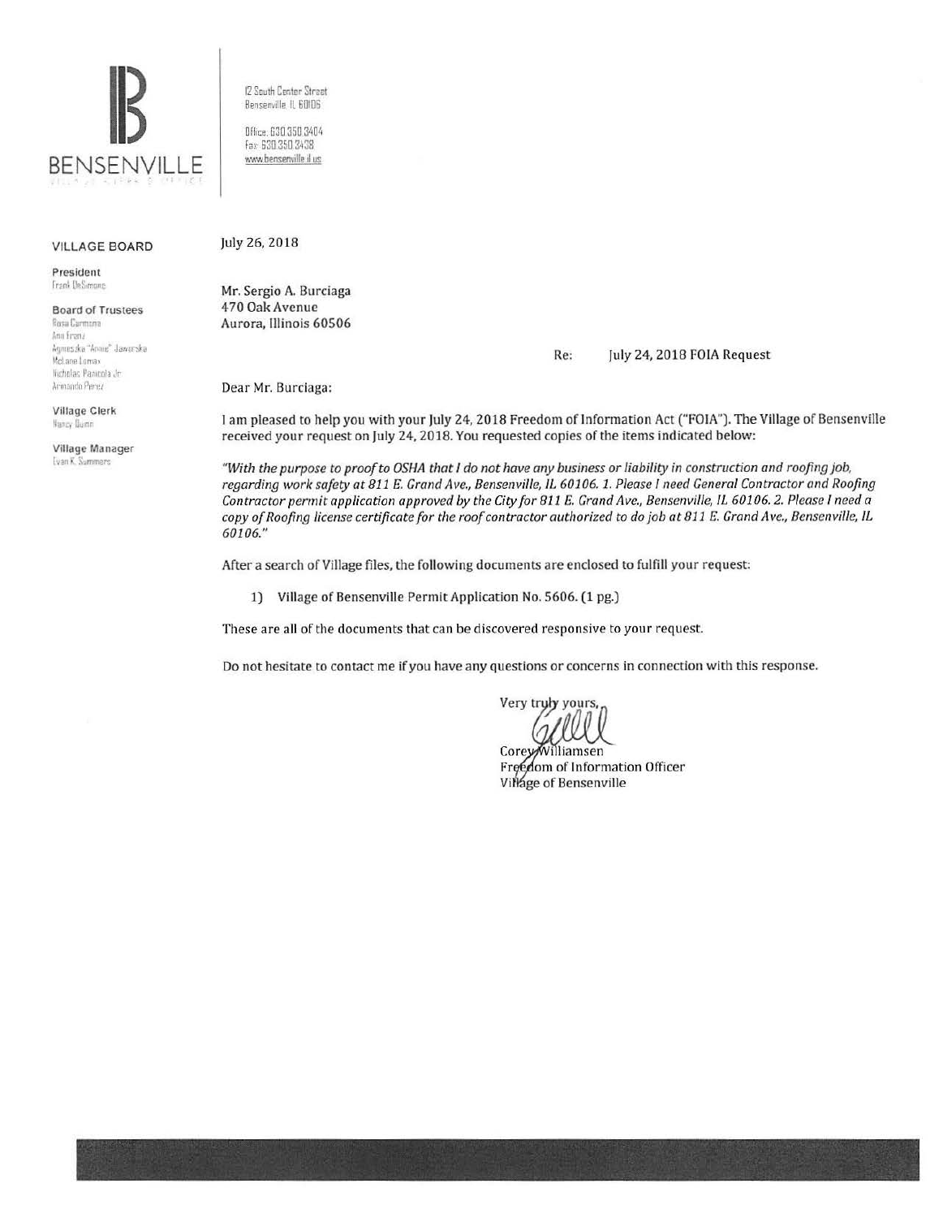BENSENVILLE

12 South Center Street
Bensenville, IL 60106

Office: 630.350.3404
Fax: 630.350.3438
www.bensenville.il.us

**VILLAGE BOARD**

**President**
Frank DeSimone

**Board of Trustees**
Rosa Carmona
Ann Franz
Agnieszka "Annie" Jaworska
McLane Lomax
Nicholas Panicola Jr.
Armando Perez

**Village Clerk**
Nancy Quinn

**Village Manager**
Evan K. Summers

July 26, 2018

Mr. Sergio A. Burciaga
470 Oak Avenue
Aurora, Illinois 60506

Re: July 24, 2018 FOIA Request

Dear Mr. Burciaga:

I am pleased to help you with your July 24, 2018 Freedom of Information Act ("FOIA"). The Village of Bensenville received your request on July 24, 2018. You requested copies of the items indicated below:

*"With the purpose to proof to OSHA that I do not have any business or liability in construction and roofing job, regarding work safety at 811 E. Grand Ave., Bensenville, IL 60106. 1. Please I need General Contractor and Roofing Contractor permit application approved by the City for 811 E. Grand Ave., Bensenville, IL 60106. 2. Please I need a copy of Roofing license certificate for the roof contractor authorized to do job at 811 E. Grand Ave., Bensenville, IL 60106."*

After a search of Village files, the following documents are enclosed to fulfill your request:

1) Village of Bensenville Permit Application No. 5606. (1 pg.)

These are all of the documents that can be discovered responsive to your request.

Do not hesitate to contact me if you have any questions or concerns in connection with this response.

Very truly yours,

Corey Williamsen
Freedom of Information Officer
Village of Bensenville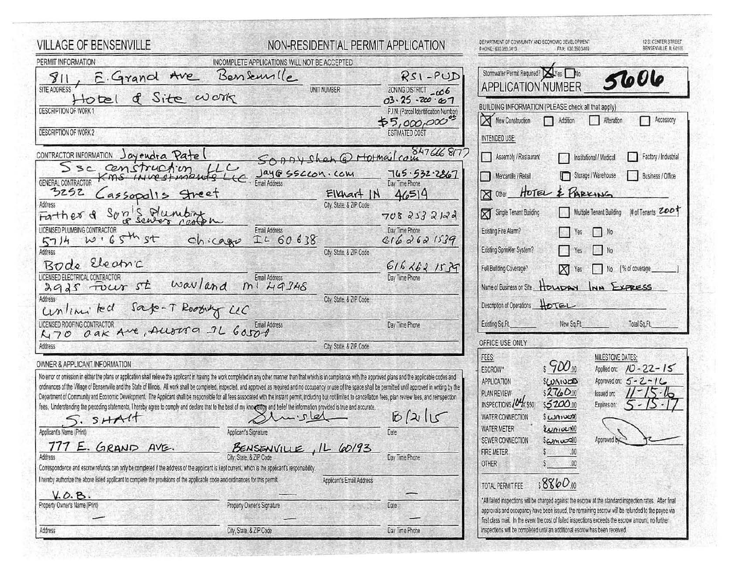# VILLAGE OF BENSENVILLE — NON-RESIDENTIAL PERMIT APPLICATION

DEPARTMENT OF COMMUNITY AND ECONOMIC DEVELOPMENT
PHONE: 630.350.3413 FAX: 630.350.3449
12 S. CENTER STREET
BENSENVILLE, IL 60106

## PERMIT INFORMATION

INCOMPLETE APPLICATIONS WILL NOT BE ACCEPTED

| | |
|---|---|
| SITE ADDRESS | 811, E. Grand Ave Bensenville |
| UNIT NUMBER | |
| ZONING DISTRICT | RS1-PUD |
| DESCRIPTION OF WORK 1 | Hotel & Site work |
| P.I.N. (Parcel Identification Number) | 03-25-200-006 / -007 |
| DESCRIPTION OF WORK 2 | |
| ESTIMATED COST | $5,000,000.00 |

## CONTRACTOR INFORMATION

Jayendra Patel — Sonnyshah@Hotmail.com — 847 666 8177

| | Name | Email Address | Day Time Phone |
|---|---|---|---|
| GENERAL CONTRACTOR | SSC Construction LLC / KMS Investments LLC | Jay@sscCon.com | 765-532-2867 |
| Address / City, State, & ZIP Code | 3252 Cassopolis Street | Elkhart IN 46514 | |
| LICENSED PLUMBING CONTRACTOR | Father & Son's Plumbing & Sewer Restoration | | 708 253 2122 |
| Address / City, State, & ZIP Code | 5714 W. 65th St | Chicago IL 60638 | 616 262 1539 |
| LICENSED ELECTRICAL CONTRACTOR | Bode Electric | | 616 262 1539 |
| Address / City, State, & ZIP Code | 2925 Tour St | Wayland MI 49348 | |
| LICENSED ROOFING CONTRACTOR | Unlimited Safe-T Roofing LLC | | |
| Address / City, State, & ZIP Code | 470 Oak Ave, Aurora IL 60506 | | |

## OWNER & APPLICANT INFORMATION

No error or omission in either the plans or application shall relieve the applicant in having the work completed in any other manner than that which is in compliance with the approved plans and the applicable codes and ordinances of the Village of Bensenville and the State of Illinois. All work shall be completed, inspected, and approved as required and no occupancy or use of the space shall be permitted until approved in writing by the Department of Community and Economic Development. The Applicant shall be responsible for all fees associated with the instant permit, including but not limited to cancellation fees, plan review fees, and reinspection fees. Understanding the preceding statements, I hereby agree to comply and declare that to the best of my knowledge and belief the information provided is true and accurate.

| | |
|---|---|
| Applicant's Name (Print) | S. SHAH |
| Applicant's Signature | [signature] |
| Date | 10/21/15 |
| Address | 777 E. GRAND AVE. |
| City, State, & ZIP Code | BENSENVILLE, IL 60193 |
| Day Time Phone | |

Correspondence and escrow refunds can only be completed if the address of the applicant is kept current, which is the applicant's responsibility.

I hereby authorize the above listed applicant to complete the provisions of the applicable code and ordinances for this permit.

Applicant's Email Address: —

| | |
|---|---|
| Property Owner's Name (Print) | V.O.B. |
| Property Owner's Signature | — |
| Date | — |
| Address | — |
| City, State, & ZIP Code | |
| Day Time Phone | |

## APPLICATION

Stormwater Permit Required? [X] Yes [ ] No

APPLICATION NUMBER: 5606

## BUILDING INFORMATION (PLEASE check all that apply)

- [X] New Construction [ ] Addition [ ] Alteration [ ] Accessory

INTENDED USE:

- [ ] Assembly / Restaurant [ ] Institutional / Medical [ ] Factory / Industrial
- [ ] Mercantile / Retail [ ] Storage / Warehouse [ ] Business / Office
- [X] Other: HOTEL & PARKING
- [X] Single Tenant Building [ ] Multiple Tenant Building [# of Tenants: 200+]

Existing Fire Alarm? [ ] Yes [ ] No

Existing Sprinkler System? [ ] Yes [ ] No

Full Building Coverage? [X] Yes [ ] No [% of coverage ____]

Name of Business on Site: HOLIDAY INN EXPRESS

Description of Operations: HOTEL

Existing Sq.Ft. ____ New Sq.Ft. ____ Total Sq.Ft. ____

## OFFICE USE ONLY

| FEES: | | MILESTONE DATES: | |
|---|---|---|---|
| ESCROW* | $900.00 | Applied on: | 10-22-15 |
| APPLICATION | $ UNI100 | Approved on: | 5-2-16 |
| PLAN REVIEW | $2760.00 | Issued on: | 11-15-16 |
| INSPECTIONS 104 X $50 | $5200.00 | Expires on: | 5-15-17 |
| WATER CONNECTION | $ UNI100 | | |
| WATER METER | $ UNI100 | | |
| SEWER CONNECTION | $ UNI100 | Approved by: | [signature] |
| FIRE METER | $ .00 | | |
| OTHER | $ .00 | | |
| TOTAL PERMIT FEE | $8860.00 | | |

*All failed inspections will be charged against the escrow at the standard inspection rates. After final approvals and occupancy have been issued, the remaining escrow will be refunded to the payee via first class mail. In the event the cost of failed inspections exceeds the escrow amount, no further inspections will be completed until an additional escrow has been received.